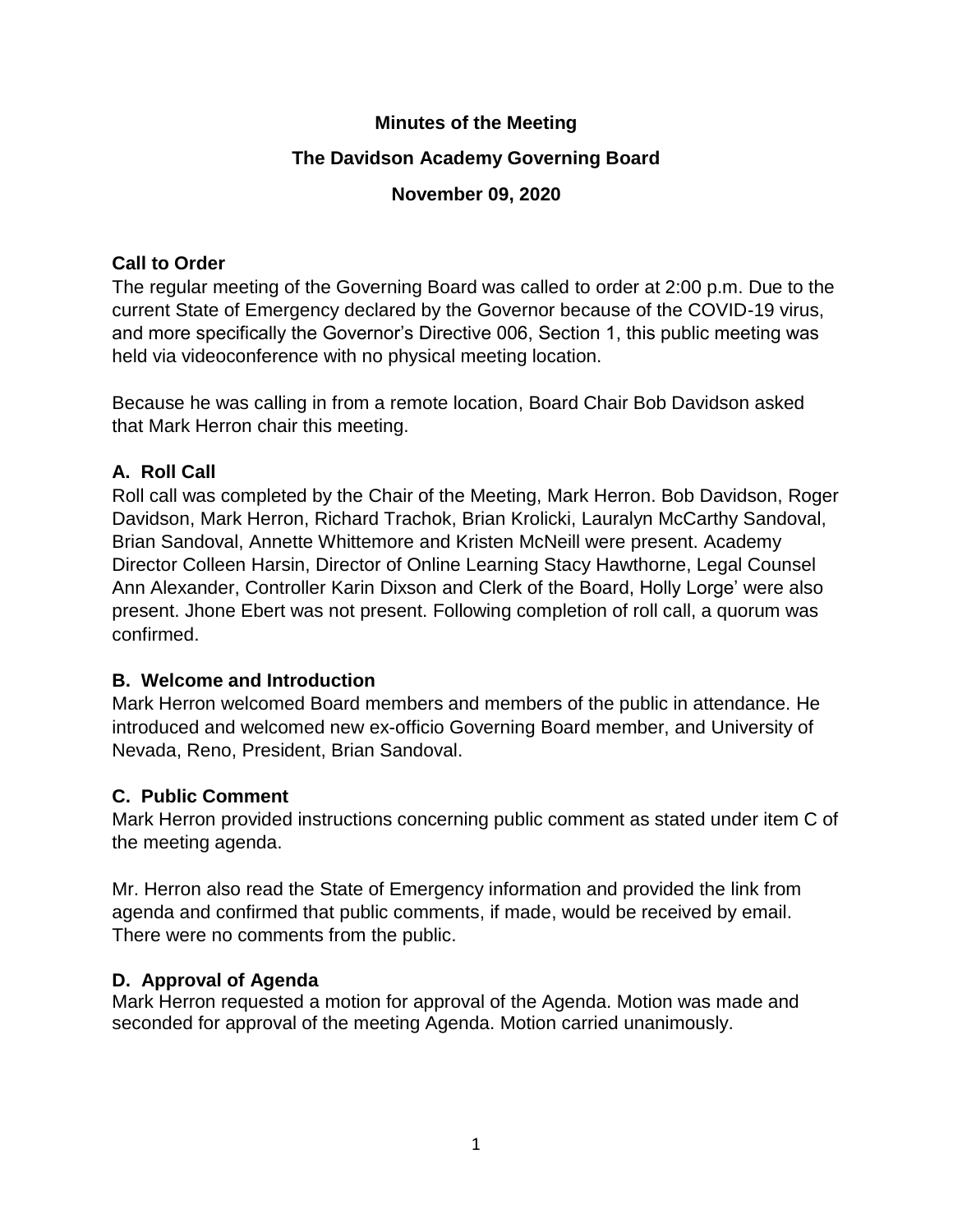# Minutes of the Meeting

## The Davidson Academy Governing Board

### November 09, 2020

**Call to Order**

The regular meeting of the Governing Board was called to order at 2:00 p.m. Due to the current State of Emergency declared by the Governor because of the COVID-19 virus, and more specifically the Governor's Directive 006, Section 1, this public meeting was held via videoconference with no physical meeting location.

Because he was calling in from a remote location, Board Chair Bob Davidson asked that Mark Herron chair this meeting.

**A. Roll Call**

Roll call was completed by the Chair of the Meeting, Mark Herron. Bob Davidson, Roger Davidson, Mark Herron, Richard Trachok, Brian Krolicki, Lauralyn McCarthy Sandoval, Brian Sandoval, Annette Whittemore and Kristen McNeill were present. Academy Director Colleen Harsin, Director of Online Learning Stacy Hawthorne, Legal Counsel Ann Alexander, Controller Karin Dixson and Clerk of the Board, Holly Lorge' were also present. Jhone Ebert was not present. Following completion of roll call, a quorum was confirmed.

**B. Welcome and Introduction**

Mark Herron welcomed Board members and members of the public in attendance. He introduced and welcomed new ex-officio Governing Board member, and University of Nevada, Reno, President, Brian Sandoval.

**C. Public Comment**

Mark Herron provided instructions concerning public comment as stated under item C of the meeting agenda.

Mr. Herron also read the State of Emergency information and provided the link from agenda and confirmed that public comments, if made, would be received by email. There were no comments from the public.

**D. Approval of Agenda**

Mark Herron requested a motion for approval of the Agenda. Motion was made and seconded for approval of the meeting Agenda. Motion carried unanimously.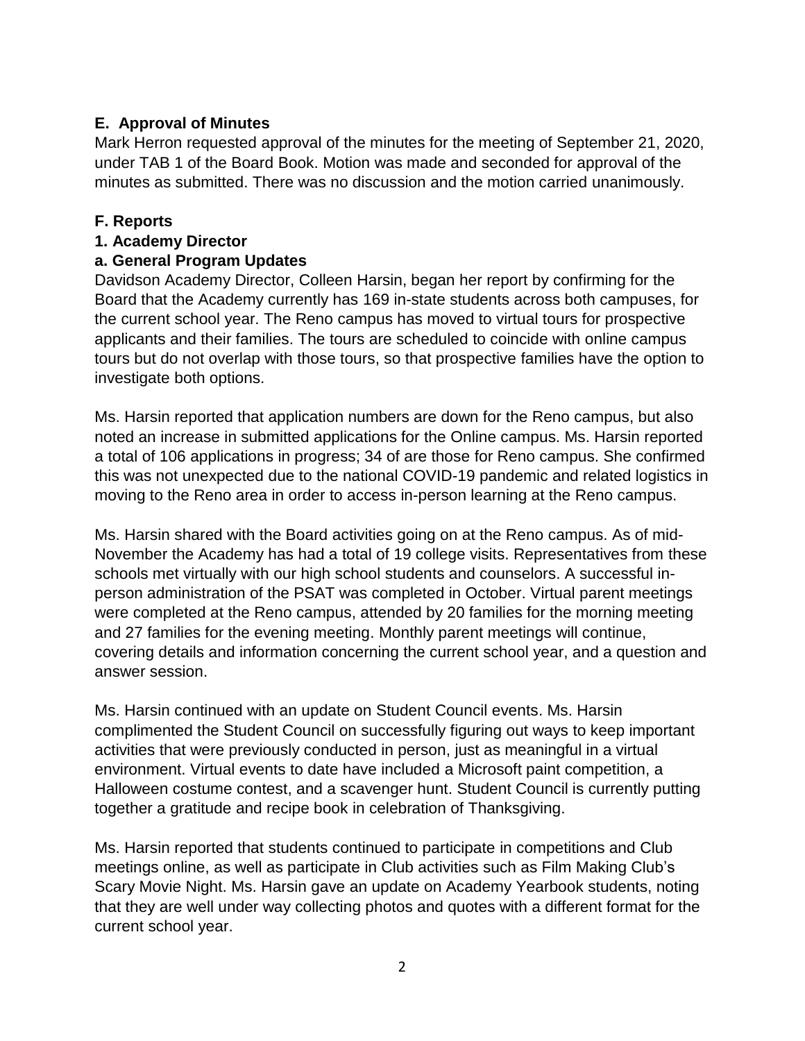## E. Approval of Minutes

Mark Herron requested approval of the minutes for the meeting of September 21, 2020, under TAB 1 of the Board Book. Motion was made and seconded for approval of the minutes as submitted. There was no discussion and the motion carried unanimously.

## F. Reports

### 1. Academy Director

### a. General Program Updates

Davidson Academy Director, Colleen Harsin, began her report by confirming for the Board that the Academy currently has 169 in-state students across both campuses, for the current school year. The Reno campus has moved to virtual tours for prospective applicants and their families. The tours are scheduled to coincide with online campus tours but do not overlap with those tours, so that prospective families have the option to investigate both options.

Ms. Harsin reported that application numbers are down for the Reno campus, but also noted an increase in submitted applications for the Online campus. Ms. Harsin reported a total of 106 applications in progress; 34 of are those for Reno campus. She confirmed this was not unexpected due to the national COVID-19 pandemic and related logistics in moving to the Reno area in order to access in-person learning at the Reno campus.

Ms. Harsin shared with the Board activities going on at the Reno campus. As of mid-November the Academy has had a total of 19 college visits. Representatives from these schools met virtually with our high school students and counselors. A successful in-person administration of the PSAT was completed in October. Virtual parent meetings were completed at the Reno campus, attended by 20 families for the morning meeting and 27 families for the evening meeting. Monthly parent meetings will continue, covering details and information concerning the current school year, and a question and answer session.

Ms. Harsin continued with an update on Student Council events. Ms. Harsin complimented the Student Council on successfully figuring out ways to keep important activities that were previously conducted in person, just as meaningful in a virtual environment. Virtual events to date have included a Microsoft paint competition, a Halloween costume contest, and a scavenger hunt. Student Council is currently putting together a gratitude and recipe book in celebration of Thanksgiving.

Ms. Harsin reported that students continued to participate in competitions and Club meetings online, as well as participate in Club activities such as Film Making Club's Scary Movie Night. Ms. Harsin gave an update on Academy Yearbook students, noting that they are well under way collecting photos and quotes with a different format for the current school year.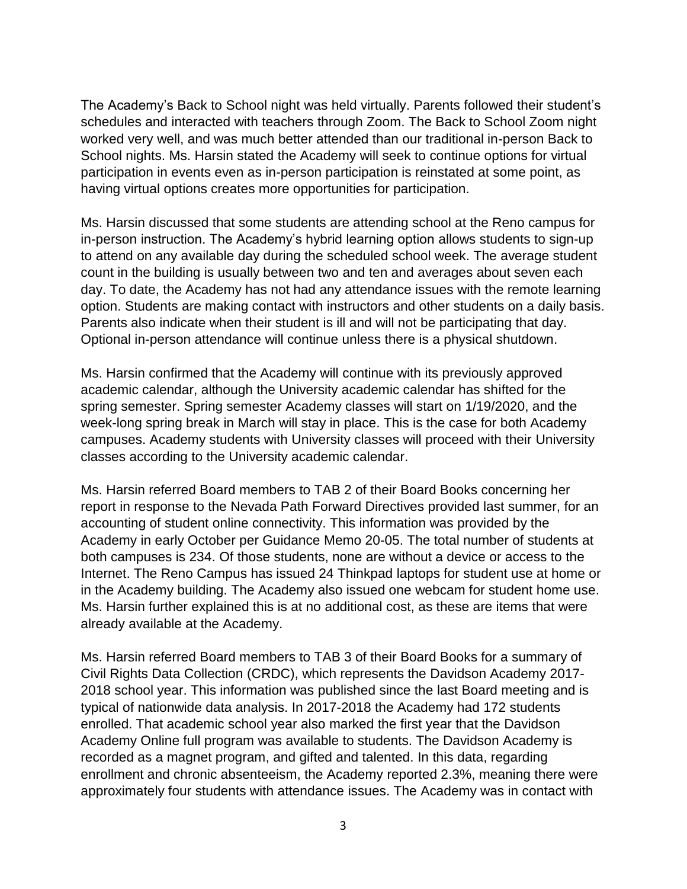The Academy's Back to School night was held virtually. Parents followed their student's schedules and interacted with teachers through Zoom. The Back to School Zoom night worked very well, and was much better attended than our traditional in-person Back to School nights. Ms. Harsin stated the Academy will seek to continue options for virtual participation in events even as in-person participation is reinstated at some point, as having virtual options creates more opportunities for participation.

Ms. Harsin discussed that some students are attending school at the Reno campus for in-person instruction. The Academy's hybrid learning option allows students to sign-up to attend on any available day during the scheduled school week. The average student count in the building is usually between two and ten and averages about seven each day. To date, the Academy has not had any attendance issues with the remote learning option. Students are making contact with instructors and other students on a daily basis. Parents also indicate when their student is ill and will not be participating that day. Optional in-person attendance will continue unless there is a physical shutdown.

Ms. Harsin confirmed that the Academy will continue with its previously approved academic calendar, although the University academic calendar has shifted for the spring semester. Spring semester Academy classes will start on 1/19/2020, and the week-long spring break in March will stay in place. This is the case for both Academy campuses. Academy students with University classes will proceed with their University classes according to the University academic calendar.

Ms. Harsin referred Board members to TAB 2 of their Board Books concerning her report in response to the Nevada Path Forward Directives provided last summer, for an accounting of student online connectivity. This information was provided by the Academy in early October per Guidance Memo 20-05. The total number of students at both campuses is 234. Of those students, none are without a device or access to the Internet. The Reno Campus has issued 24 Thinkpad laptops for student use at home or in the Academy building. The Academy also issued one webcam for student home use. Ms. Harsin further explained this is at no additional cost, as these are items that were already available at the Academy.

Ms. Harsin referred Board members to TAB 3 of their Board Books for a summary of Civil Rights Data Collection (CRDC), which represents the Davidson Academy 2017-2018 school year. This information was published since the last Board meeting and is typical of nationwide data analysis. In 2017-2018 the Academy had 172 students enrolled. That academic school year also marked the first year that the Davidson Academy Online full program was available to students. The Davidson Academy is recorded as a magnet program, and gifted and talented. In this data, regarding enrollment and chronic absenteeism, the Academy reported 2.3%, meaning there were approximately four students with attendance issues. The Academy was in contact with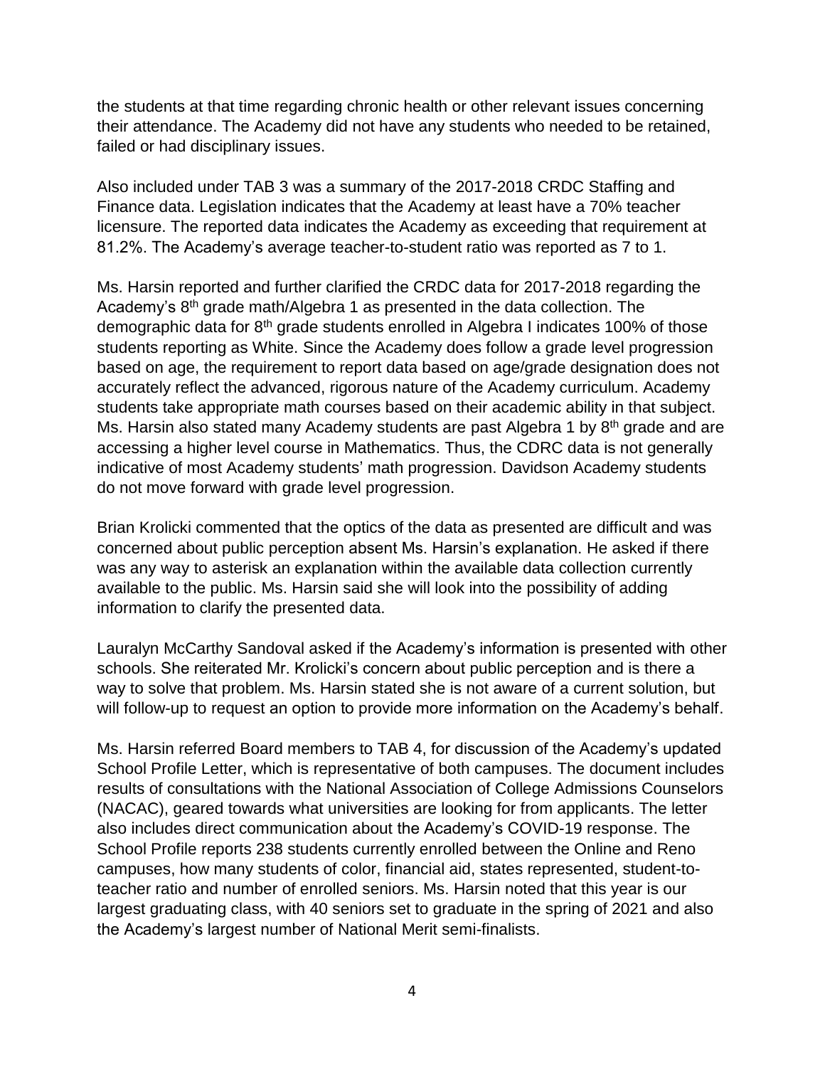the students at that time regarding chronic health or other relevant issues concerning their attendance. The Academy did not have any students who needed to be retained, failed or had disciplinary issues.

Also included under TAB 3 was a summary of the 2017-2018 CRDC Staffing and Finance data. Legislation indicates that the Academy at least have a 70% teacher licensure. The reported data indicates the Academy as exceeding that requirement at 81.2%. The Academy's average teacher-to-student ratio was reported as 7 to 1.

Ms. Harsin reported and further clarified the CRDC data for 2017-2018 regarding the Academy's 8th grade math/Algebra 1 as presented in the data collection. The demographic data for 8th grade students enrolled in Algebra I indicates 100% of those students reporting as White. Since the Academy does follow a grade level progression based on age, the requirement to report data based on age/grade designation does not accurately reflect the advanced, rigorous nature of the Academy curriculum. Academy students take appropriate math courses based on their academic ability in that subject. Ms. Harsin also stated many Academy students are past Algebra 1 by 8th grade and are accessing a higher level course in Mathematics. Thus, the CDRC data is not generally indicative of most Academy students' math progression. Davidson Academy students do not move forward with grade level progression.

Brian Krolicki commented that the optics of the data as presented are difficult and was concerned about public perception absent Ms. Harsin's explanation. He asked if there was any way to asterisk an explanation within the available data collection currently available to the public. Ms. Harsin said she will look into the possibility of adding information to clarify the presented data.

Lauralyn McCarthy Sandoval asked if the Academy's information is presented with other schools. She reiterated Mr. Krolicki's concern about public perception and is there a way to solve that problem. Ms. Harsin stated she is not aware of a current solution, but will follow-up to request an option to provide more information on the Academy's behalf.

Ms. Harsin referred Board members to TAB 4, for discussion of the Academy's updated School Profile Letter, which is representative of both campuses. The document includes results of consultations with the National Association of College Admissions Counselors (NACAC), geared towards what universities are looking for from applicants. The letter also includes direct communication about the Academy's COVID-19 response. The School Profile reports 238 students currently enrolled between the Online and Reno campuses, how many students of color, financial aid, states represented, student-to-teacher ratio and number of enrolled seniors. Ms. Harsin noted that this year is our largest graduating class, with 40 seniors set to graduate in the spring of 2021 and also the Academy's largest number of National Merit semi-finalists.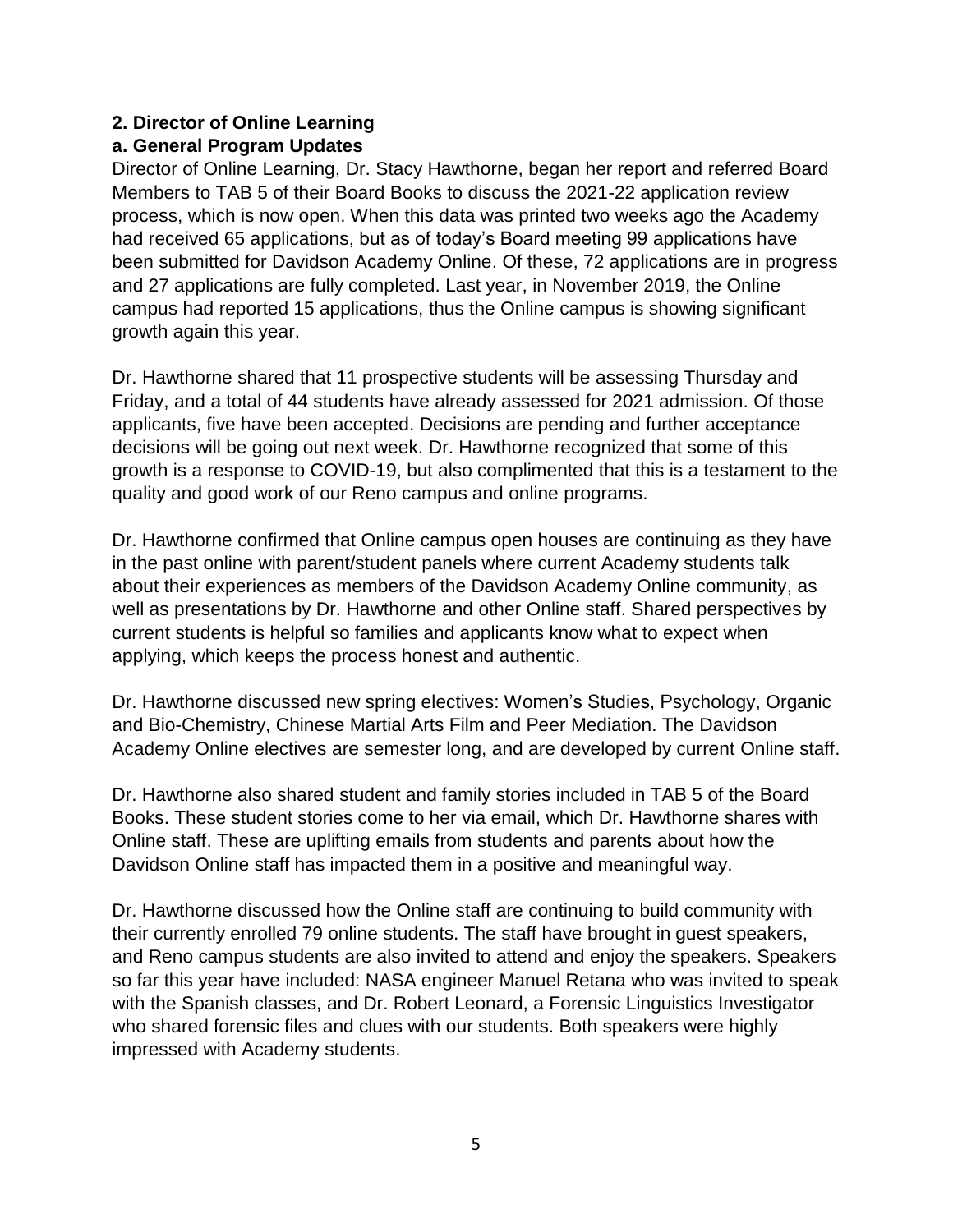**2. Director of Online Learning**

**a. General Program Updates**

Director of Online Learning, Dr. Stacy Hawthorne, began her report and referred Board Members to TAB 5 of their Board Books to discuss the 2021-22 application review process, which is now open. When this data was printed two weeks ago the Academy had received 65 applications, but as of today's Board meeting 99 applications have been submitted for Davidson Academy Online. Of these, 72 applications are in progress and 27 applications are fully completed. Last year, in November 2019, the Online campus had reported 15 applications, thus the Online campus is showing significant growth again this year.

Dr. Hawthorne shared that 11 prospective students will be assessing Thursday and Friday, and a total of 44 students have already assessed for 2021 admission. Of those applicants, five have been accepted. Decisions are pending and further acceptance decisions will be going out next week. Dr. Hawthorne recognized that some of this growth is a response to COVID-19, but also complimented that this is a testament to the quality and good work of our Reno campus and online programs.

Dr. Hawthorne confirmed that Online campus open houses are continuing as they have in the past online with parent/student panels where current Academy students talk about their experiences as members of the Davidson Academy Online community, as well as presentations by Dr. Hawthorne and other Online staff. Shared perspectives by current students is helpful so families and applicants know what to expect when applying, which keeps the process honest and authentic.

Dr. Hawthorne discussed new spring electives: Women's Studies, Psychology, Organic and Bio-Chemistry, Chinese Martial Arts Film and Peer Mediation. The Davidson Academy Online electives are semester long, and are developed by current Online staff.

Dr. Hawthorne also shared student and family stories included in TAB 5 of the Board Books. These student stories come to her via email, which Dr. Hawthorne shares with Online staff. These are uplifting emails from students and parents about how the Davidson Online staff has impacted them in a positive and meaningful way.

Dr. Hawthorne discussed how the Online staff are continuing to build community with their currently enrolled 79 online students. The staff have brought in guest speakers, and Reno campus students are also invited to attend and enjoy the speakers. Speakers so far this year have included: NASA engineer Manuel Retana who was invited to speak with the Spanish classes, and Dr. Robert Leonard, a Forensic Linguistics Investigator who shared forensic files and clues with our students. Both speakers were highly impressed with Academy students.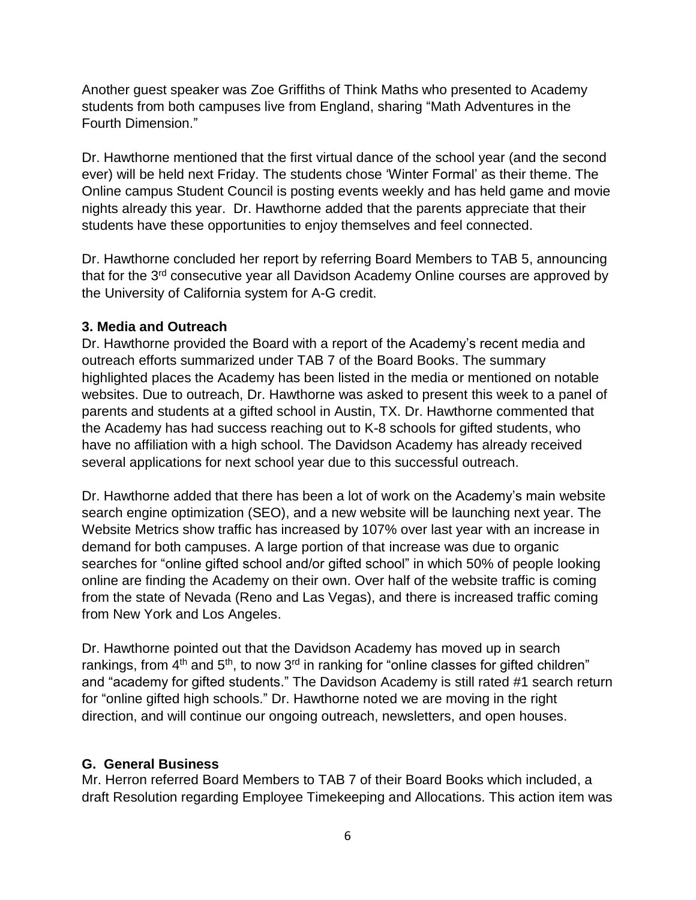Another guest speaker was Zoe Griffiths of Think Maths who presented to Academy students from both campuses live from England, sharing "Math Adventures in the Fourth Dimension."

Dr. Hawthorne mentioned that the first virtual dance of the school year (and the second ever) will be held next Friday. The students chose 'Winter Formal' as their theme. The Online campus Student Council is posting events weekly and has held game and movie nights already this year. Dr. Hawthorne added that the parents appreciate that their students have these opportunities to enjoy themselves and feel connected.

Dr. Hawthorne concluded her report by referring Board Members to TAB 5, announcing that for the 3rd consecutive year all Davidson Academy Online courses are approved by the University of California system for A-G credit.

**3. Media and Outreach**

Dr. Hawthorne provided the Board with a report of the Academy's recent media and outreach efforts summarized under TAB 7 of the Board Books. The summary highlighted places the Academy has been listed in the media or mentioned on notable websites. Due to outreach, Dr. Hawthorne was asked to present this week to a panel of parents and students at a gifted school in Austin, TX. Dr. Hawthorne commented that the Academy has had success reaching out to K-8 schools for gifted students, who have no affiliation with a high school. The Davidson Academy has already received several applications for next school year due to this successful outreach.

Dr. Hawthorne added that there has been a lot of work on the Academy's main website search engine optimization (SEO), and a new website will be launching next year. The Website Metrics show traffic has increased by 107% over last year with an increase in demand for both campuses. A large portion of that increase was due to organic searches for "online gifted school and/or gifted school" in which 50% of people looking online are finding the Academy on their own. Over half of the website traffic is coming from the state of Nevada (Reno and Las Vegas), and there is increased traffic coming from New York and Los Angeles.

Dr. Hawthorne pointed out that the Davidson Academy has moved up in search rankings, from 4th and 5th, to now 3rd in ranking for "online classes for gifted children" and "academy for gifted students." The Davidson Academy is still rated #1 search return for "online gifted high schools." Dr. Hawthorne noted we are moving in the right direction, and will continue our ongoing outreach, newsletters, and open houses.

**G. General Business**

Mr. Herron referred Board Members to TAB 7 of their Board Books which included, a draft Resolution regarding Employee Timekeeping and Allocations. This action item was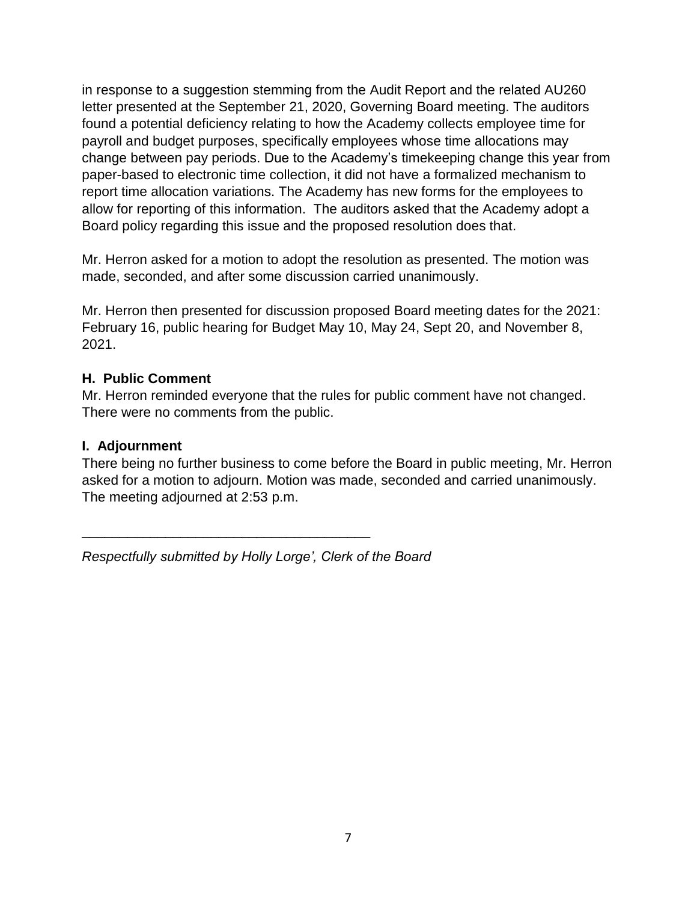in response to a suggestion stemming from the Audit Report and the related AU260 letter presented at the September 21, 2020, Governing Board meeting. The auditors found a potential deficiency relating to how the Academy collects employee time for payroll and budget purposes, specifically employees whose time allocations may change between pay periods. Due to the Academy's timekeeping change this year from paper-based to electronic time collection, it did not have a formalized mechanism to report time allocation variations. The Academy has new forms for the employees to allow for reporting of this information. The auditors asked that the Academy adopt a Board policy regarding this issue and the proposed resolution does that.

Mr. Herron asked for a motion to adopt the resolution as presented. The motion was made, seconded, and after some discussion carried unanimously.

Mr. Herron then presented for discussion proposed Board meeting dates for the 2021: February 16, public hearing for Budget May 10, May 24, Sept 20, and November 8, 2021.

**H. Public Comment**

Mr. Herron reminded everyone that the rules for public comment have not changed. There were no comments from the public.

**I. Adjournment**

There being no further business to come before the Board in public meeting, Mr. Herron asked for a motion to adjourn. Motion was made, seconded and carried unanimously. The meeting adjourned at 2:53 p.m.

\_\_\_\_\_\_\_\_\_\_\_\_\_\_\_\_\_\_\_\_\_\_\_\_\_\_\_\_\_\_\_\_\_\_\_\_\_\_

*Respectfully submitted by Holly Lorge', Clerk of the Board*